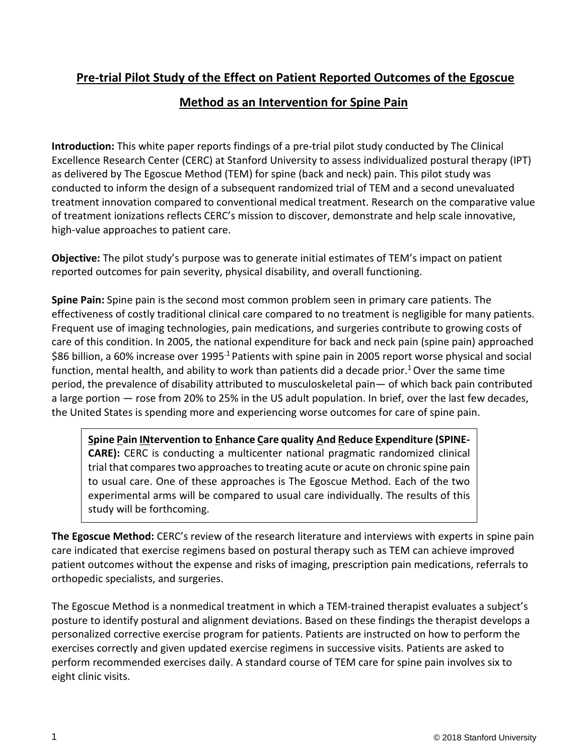# Pre-trial Pilot Study of the Effect on Patient Reported Outcomes of the Egoscue Method as an Intervention for Spine Pain

**Introduction:** This white paper reports findings of a pre-trial pilot study conducted by The Clinical Excellence Research Center (CERC) at Stanford University to assess individualized postural therapy (IPT) as delivered by The Egoscue Method (TEM) for spine (back and neck) pain. This pilot study was conducted to inform the design of a subsequent randomized trial of TEM and a second unevaluated treatment innovation compared to conventional medical treatment. Research on the comparative value of treatment ionizations reflects CERC's mission to discover, demonstrate and help scale innovative, high-value approaches to patient care.

**Objective:** The pilot study's purpose was to generate initial estimates of TEM's impact on patient reported outcomes for pain severity, physical disability, and overall functioning.

**Spine Pain:** Spine pain is the second most common problem seen in primary care patients. The effectiveness of costly traditional clinical care compared to no treatment is negligible for many patients. Frequent use of imaging technologies, pain medications, and surgeries contribute to growing costs of care of this condition. In 2005, the national expenditure for back and neck pain (spine pain) approached \$86 billion, a 60% increase over 1995.[1] Patients with spine pain in 2005 report worse physical and social function, mental health, and ability to work than patients did a decade prior.[1] Over the same time period, the prevalence of disability attributed to musculoskeletal pain— of which back pain contributed a large portion — rose from 20% to 25% in the US adult population. In brief, over the last few decades, the United States is spending more and experiencing worse outcomes for care of spine pain.

> **Spine Pain INtervention to Enhance Care quality And Reduce Expenditure (SPINE-CARE):** CERC is conducting a multicenter national pragmatic randomized clinical trial that compares two approaches to treating acute or acute on chronic spine pain to usual care. One of these approaches is The Egoscue Method. Each of the two experimental arms will be compared to usual care individually. The results of this study will be forthcoming.

**The Egoscue Method:** CERC's review of the research literature and interviews with experts in spine pain care indicated that exercise regimens based on postural therapy such as TEM can achieve improved patient outcomes without the expense and risks of imaging, prescription pain medications, referrals to orthopedic specialists, and surgeries.

The Egoscue Method is a nonmedical treatment in which a TEM-trained therapist evaluates a subject's posture to identify postural and alignment deviations. Based on these findings the therapist develops a personalized corrective exercise program for patients. Patients are instructed on how to perform the exercises correctly and given updated exercise regimens in successive visits. Patients are asked to perform recommended exercises daily. A standard course of TEM care for spine pain involves six to eight clinic visits.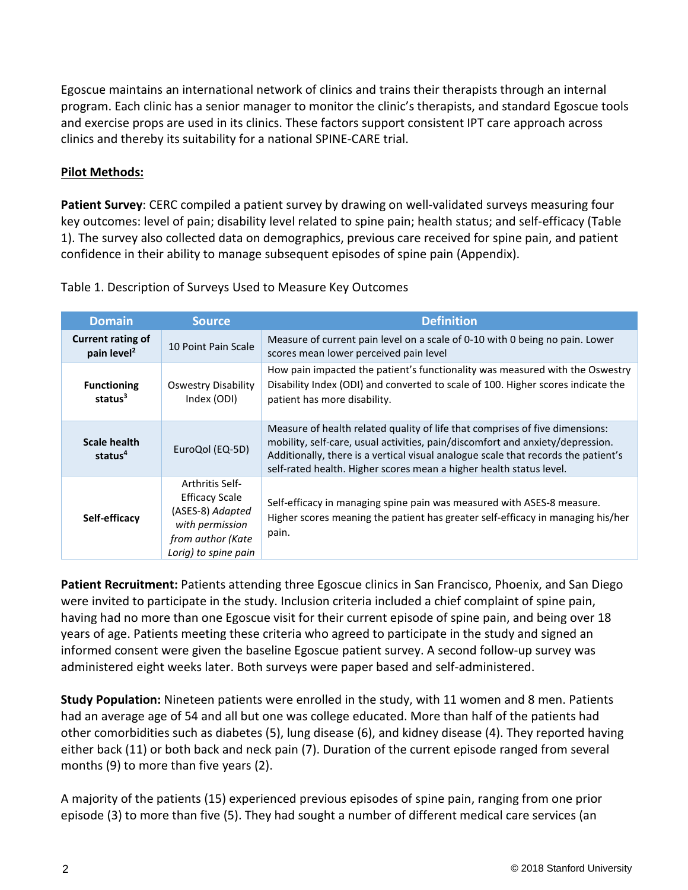Egoscue maintains an international network of clinics and trains their therapists through an internal program. Each clinic has a senior manager to monitor the clinic's therapists, and standard Egoscue tools and exercise props are used in its clinics. These factors support consistent IPT care approach across clinics and thereby its suitability for a national SPINE-CARE trial.

**Pilot Methods:**

**Patient Survey**: CERC compiled a patient survey by drawing on well-validated surveys measuring four key outcomes: level of pain; disability level related to spine pain; health status; and self-efficacy (Table 1). The survey also collected data on demographics, previous care received for spine pain, and patient confidence in their ability to manage subsequent episodes of spine pain (Appendix).

Table 1. Description of Surveys Used to Measure Key Outcomes

| Domain | Source | Definition |
|---|---|---|
| **Current rating of pain level**[2] | 10 Point Pain Scale | Measure of current pain level on a scale of 0-10 with 0 being no pain. Lower scores mean lower perceived pain level |
| **Functioning status**[3] | Oswestry Disability Index (ODI) | How pain impacted the patient's functionality was measured with the Oswestry Disability Index (ODI) and converted to scale of 100. Higher scores indicate the patient has more disability. |
| **Scale health status**[4] | EuroQol (EQ-5D) | Measure of health related quality of life that comprises of five dimensions: mobility, self-care, usual activities, pain/discomfort and anxiety/depression. Additionally, there is a vertical visual analogue scale that records the patient's self-rated health. Higher scores mean a higher health status level. |
| **Self-efficacy** | Arthritis Self-Efficacy Scale (ASES-8) *Adapted with permission from author (Kate Lorig) to spine pain* | Self-efficacy in managing spine pain was measured with ASES-8 measure. Higher scores meaning the patient has greater self-efficacy in managing his/her pain. |

**Patient Recruitment:** Patients attending three Egoscue clinics in San Francisco, Phoenix, and San Diego were invited to participate in the study. Inclusion criteria included a chief complaint of spine pain, having had no more than one Egoscue visit for their current episode of spine pain, and being over 18 years of age. Patients meeting these criteria who agreed to participate in the study and signed an informed consent were given the baseline Egoscue patient survey. A second follow-up survey was administered eight weeks later. Both surveys were paper based and self-administered.

**Study Population:** Nineteen patients were enrolled in the study, with 11 women and 8 men. Patients had an average age of 54 and all but one was college educated. More than half of the patients had other comorbidities such as diabetes (5), lung disease (6), and kidney disease (4). They reported having either back (11) or both back and neck pain (7). Duration of the current episode ranged from several months (9) to more than five years (2).

A majority of the patients (15) experienced previous episodes of spine pain, ranging from one prior episode (3) to more than five (5). They had sought a number of different medical care services (an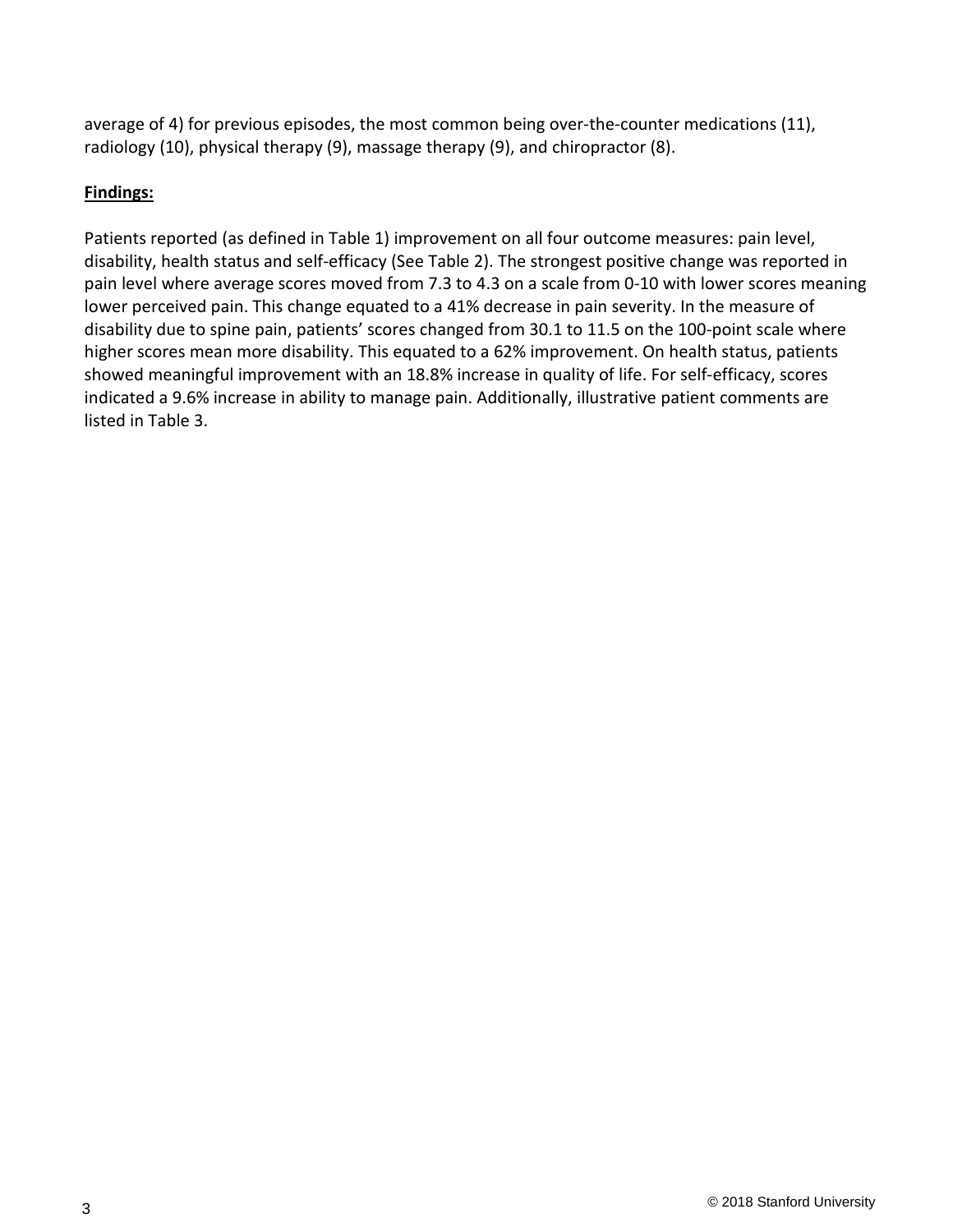average of 4) for previous episodes, the most common being over-the-counter medications (11), radiology (10), physical therapy (9), massage therapy (9), and chiropractor (8).

**Findings:**

Patients reported (as defined in Table 1) improvement on all four outcome measures: pain level, disability, health status and self-efficacy (See Table 2). The strongest positive change was reported in pain level where average scores moved from 7.3 to 4.3 on a scale from 0-10 with lower scores meaning lower perceived pain. This change equated to a 41% decrease in pain severity. In the measure of disability due to spine pain, patients' scores changed from 30.1 to 11.5 on the 100-point scale where higher scores mean more disability. This equated to a 62% improvement. On health status, patients showed meaningful improvement with an 18.8% increase in quality of life. For self-efficacy, scores indicated a 9.6% increase in ability to manage pain. Additionally, illustrative patient comments are listed in Table 3.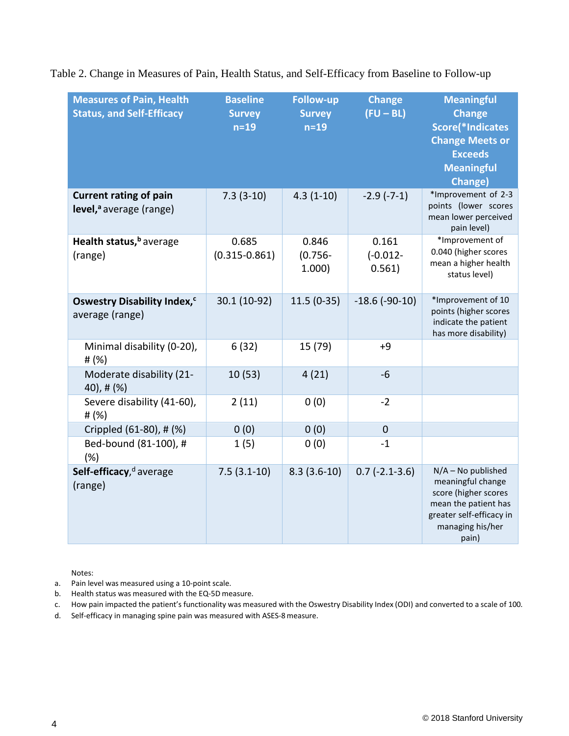Table 2. Change in Measures of Pain, Health Status, and Self-Efficacy from Baseline to Follow-up

| Measures of Pain, Health Status, and Self-Efficacy | Baseline Survey n=19 | Follow-up Survey n=19 | Change (FU – BL) | Meaningful Change Score(*Indicates Change Meets or Exceeds Meaningful Change) |
|---|---|---|---|---|
| **Current rating of pain level,**[a] average (range) | 7.3 (3-10) | 4.3 (1-10) | -2.9 (-7-1) | *Improvement of 2-3 points (lower scores mean lower perceived pain level) |
| **Health status,**[b] average (range) | 0.685 (0.315-0.861) | 0.846 (0.756-1.000) | 0.161 (-0.012-0.561) | *Improvement of 0.040 (higher scores mean a higher health status level) |
| **Oswestry Disability Index,**[c] average (range) | 30.1 (10-92) | 11.5 (0-35) | -18.6 (-90-10) | *Improvement of 10 points (higher scores indicate the patient has more disability) |
| Minimal disability (0-20), # (%) | 6 (32) | 15 (79) | +9 | |
| Moderate disability (21-40), # (%) | 10 (53) | 4 (21) | -6 | |
| Severe disability (41-60), # (%) | 2 (11) | 0 (0) | -2 | |
| Crippled (61-80), # (%) | 0 (0) | 0 (0) | 0 | |
| Bed-bound (81-100), # (%) | 1 (5) | 0 (0) | -1 | |
| **Self-efficacy,**[d] average (range) | 7.5 (3.1-10) | 8.3 (3.6-10) | 0.7 (-2.1-3.6) | N/A – No published meaningful change score (higher scores mean the patient has greater self-efficacy in managing his/her pain) |

Notes:

a. Pain level was measured using a 10-point scale.
b. Health status was measured with the EQ-5D measure.
c. How pain impacted the patient's functionality was measured with the Oswestry Disability Index (ODI) and converted to a scale of 100.
d. Self-efficacy in managing spine pain was measured with ASES-8 measure.

© 2018 Stanford University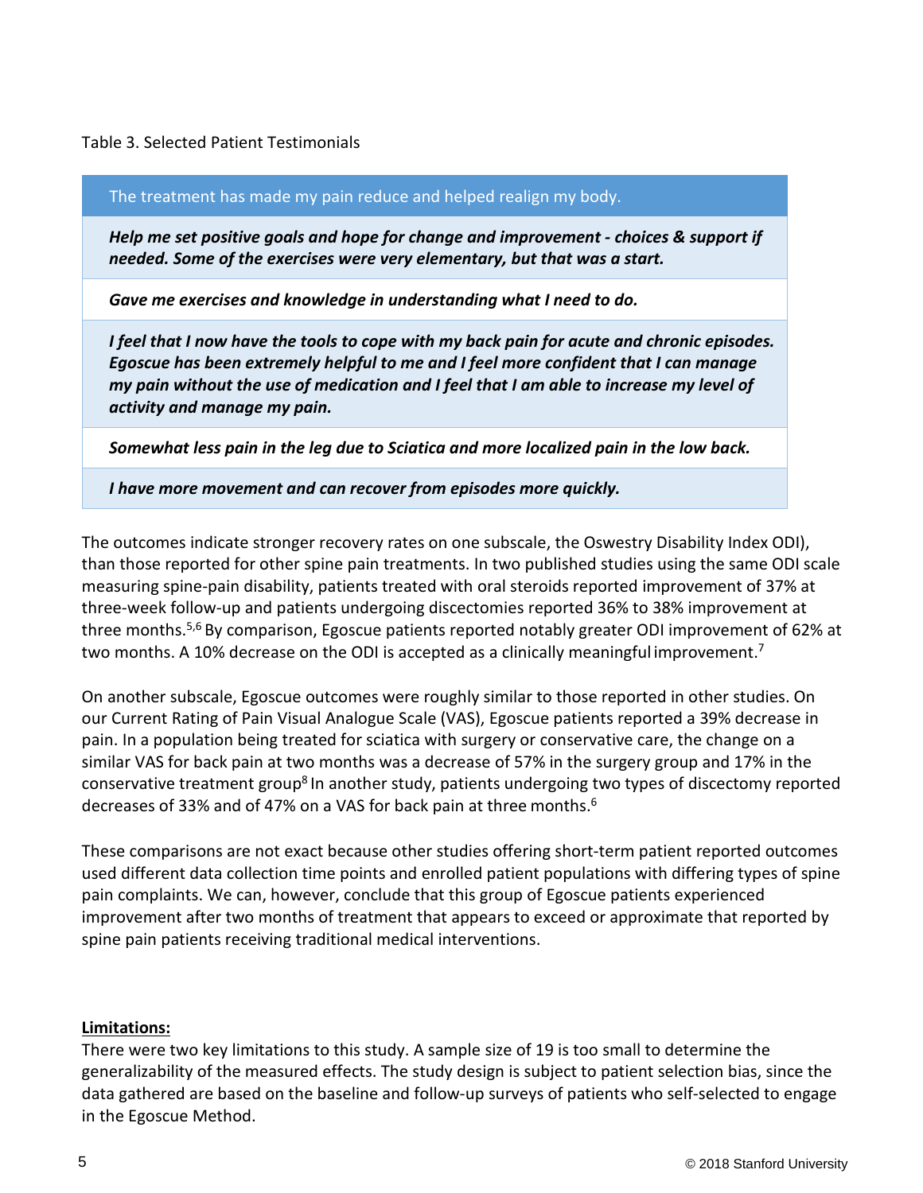Table 3. Selected Patient Testimonials

| The treatment has made my pain reduce and helped realign my body. |
|---|
| ***Help me set positive goals and hope for change and improvement - choices & support if needed. Some of the exercises were very elementary, but that was a start.*** |
| ***Gave me exercises and knowledge in understanding what I need to do.*** |
| ***I feel that I now have the tools to cope with my back pain for acute and chronic episodes. Egoscue has been extremely helpful to me and I feel more confident that I can manage my pain without the use of medication and I feel that I am able to increase my level of activity and manage my pain.*** |
| ***Somewhat less pain in the leg due to Sciatica and more localized pain in the low back.*** |
| ***I have more movement and can recover from episodes more quickly.*** |

The outcomes indicate stronger recovery rates on one subscale, the Oswestry Disability Index ODI), than those reported for other spine pain treatments. In two published studies using the same ODI scale measuring spine-pain disability, patients treated with oral steroids reported improvement of 37% at three-week follow-up and patients undergoing discectomies reported 36% to 38% improvement at three months.[5,6] By comparison, Egoscue patients reported notably greater ODI improvement of 62% at two months. A 10% decrease on the ODI is accepted as a clinically meaningful improvement.[7]

On another subscale, Egoscue outcomes were roughly similar to those reported in other studies. On our Current Rating of Pain Visual Analogue Scale (VAS), Egoscue patients reported a 39% decrease in pain. In a population being treated for sciatica with surgery or conservative care, the change on a similar VAS for back pain at two months was a decrease of 57% in the surgery group and 17% in the conservative treatment group[8] In another study, patients undergoing two types of discectomy reported decreases of 33% and of 47% on a VAS for back pain at three months.[6]

These comparisons are not exact because other studies offering short-term patient reported outcomes used different data collection time points and enrolled patient populations with differing types of spine pain complaints. We can, however, conclude that this group of Egoscue patients experienced improvement after two months of treatment that appears to exceed or approximate that reported by spine pain patients receiving traditional medical interventions.

**Limitations:**

There were two key limitations to this study. A sample size of 19 is too small to determine the generalizability of the measured effects. The study design is subject to patient selection bias, since the data gathered are based on the baseline and follow-up surveys of patients who self-selected to engage in the Egoscue Method.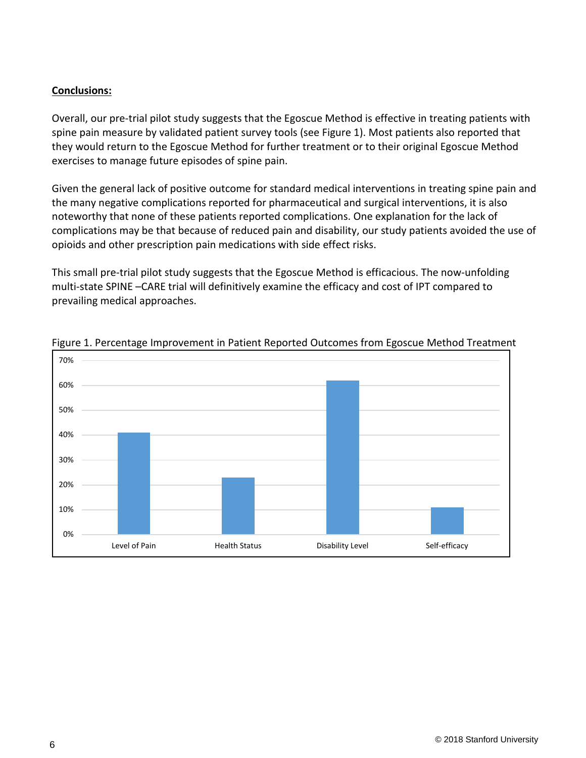**Conclusions:**

Overall, our pre-trial pilot study suggests that the Egoscue Method is effective in treating patients with spine pain measure by validated patient survey tools (see Figure 1). Most patients also reported that they would return to the Egoscue Method for further treatment or to their original Egoscue Method exercises to manage future episodes of spine pain.

Given the general lack of positive outcome for standard medical interventions in treating spine pain and the many negative complications reported for pharmaceutical and surgical interventions, it is also noteworthy that none of these patients reported complications. One explanation for the lack of complications may be that because of reduced pain and disability, our study patients avoided the use of opioids and other prescription pain medications with side effect risks.

This small pre-trial pilot study suggests that the Egoscue Method is efficacious. The now-unfolding multi-state SPINE –CARE trial will definitively examine the efficacy and cost of IPT compared to prevailing medical approaches.

Figure 1. Percentage Improvement in Patient Reported Outcomes from Egoscue Method Treatment

| Outcome | Percentage Improvement (approx.) |
|---|---|
| Level of Pain | 41% |
| Health Status | 23% |
| Disability Level | 62% |
| Self-efficacy | 11% |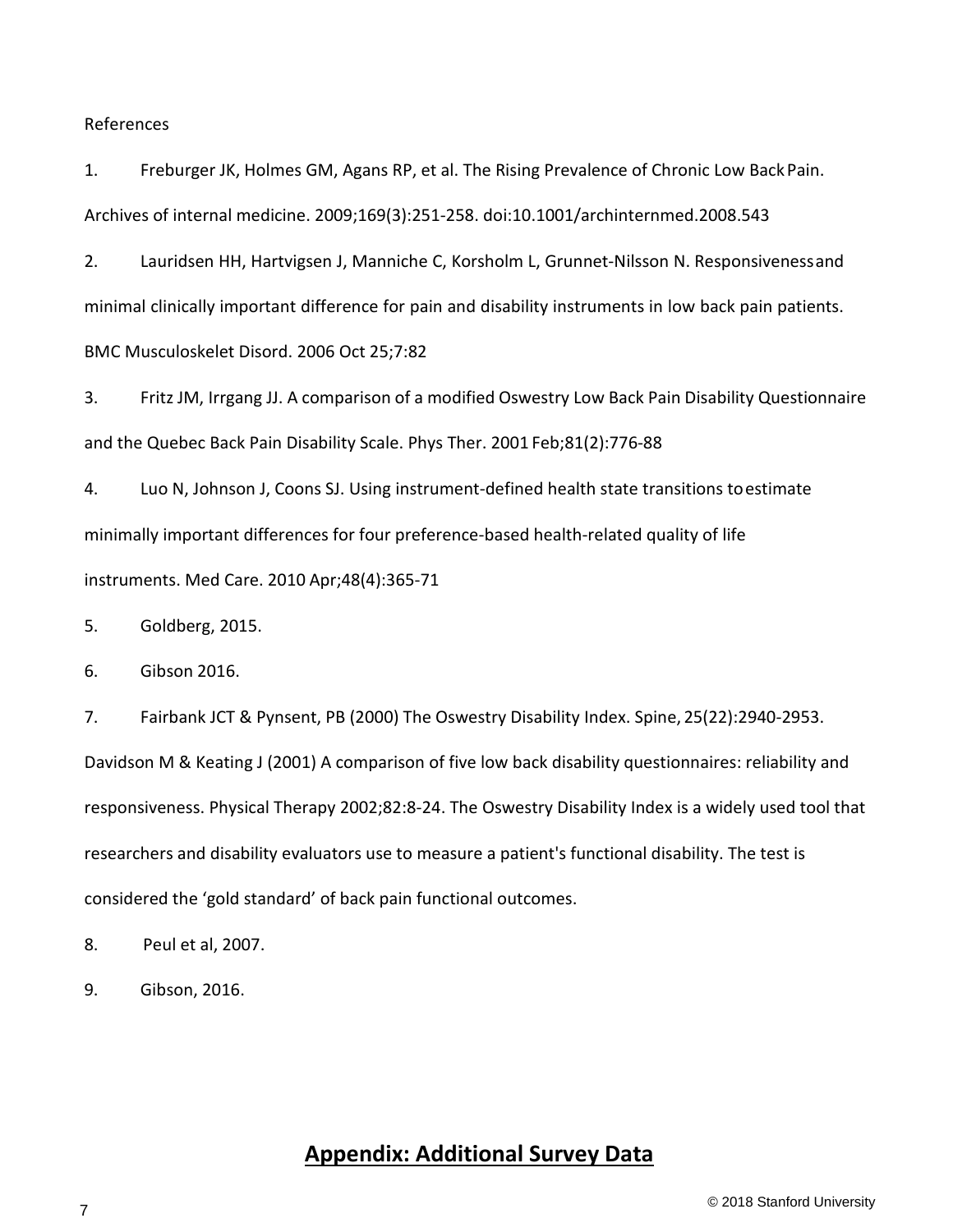References

1. Freburger JK, Holmes GM, Agans RP, et al. The Rising Prevalence of Chronic Low Back Pain. Archives of internal medicine. 2009;169(3):251-258. doi:10.1001/archinternmed.2008.543

2. Lauridsen HH, Hartvigsen J, Manniche C, Korsholm L, Grunnet-Nilsson N. Responsiveness and minimal clinically important difference for pain and disability instruments in low back pain patients. BMC Musculoskelet Disord. 2006 Oct 25;7:82

3. Fritz JM, Irrgang JJ. A comparison of a modified Oswestry Low Back Pain Disability Questionnaire and the Quebec Back Pain Disability Scale. Phys Ther. 2001 Feb;81(2):776-88

4. Luo N, Johnson J, Coons SJ. Using instrument-defined health state transitions to estimate minimally important differences for four preference-based health-related quality of life instruments. Med Care. 2010 Apr;48(4):365-71

5. Goldberg, 2015.

6. Gibson 2016.

7. Fairbank JCT & Pynsent, PB (2000) The Oswestry Disability Index. Spine, 25(22):2940-2953. Davidson M & Keating J (2001) A comparison of five low back disability questionnaires: reliability and responsiveness. Physical Therapy 2002;82:8-24. The Oswestry Disability Index is a widely used tool that researchers and disability evaluators use to measure a patient's functional disability. The test is considered the 'gold standard' of back pain functional outcomes.

8. Peul et al, 2007.

9. Gibson, 2016.

## Appendix: Additional Survey Data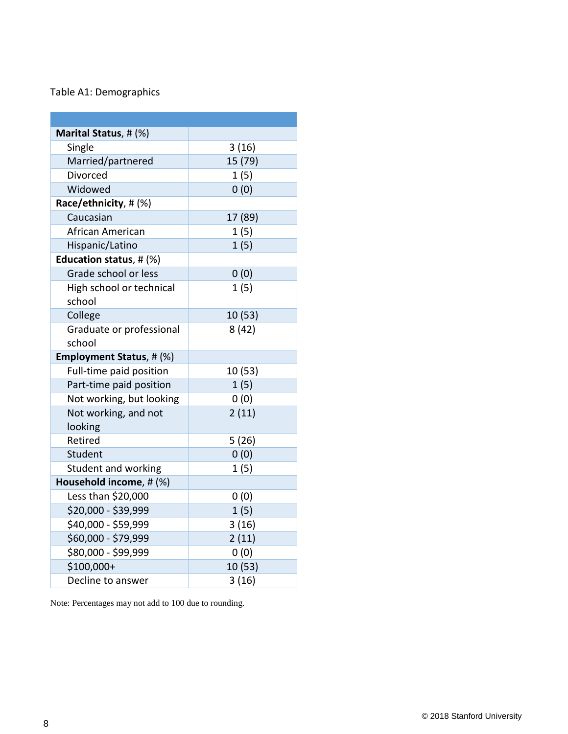Table A1: Demographics

| | |
|---|---|
| **Marital Status**, # (%) | |
| Single | 3 (16) |
| Married/partnered | 15 (79) |
| Divorced | 1 (5) |
| Widowed | 0 (0) |
| **Race/ethnicity**, # (%) | |
| Caucasian | 17 (89) |
| African American | 1 (5) |
| Hispanic/Latino | 1 (5) |
| **Education status**, # (%) | |
| Grade school or less | 0 (0) |
| High school or technical school | 1 (5) |
| College | 10 (53) |
| Graduate or professional school | 8 (42) |
| **Employment Status**, # (%) | |
| Full-time paid position | 10 (53) |
| Part-time paid position | 1 (5) |
| Not working, but looking | 0 (0) |
| Not working, and not looking | 2 (11) |
| Retired | 5 (26) |
| Student | 0 (0) |
| Student and working | 1 (5) |
| **Household income**, # (%) | |
| Less than $20,000 | 0 (0) |
| $20,000 - $39,999 | 1 (5) |
| $40,000 - $59,999 | 3 (16) |
| $60,000 - $79,999 | 2 (11) |
| $80,000 - $99,999 | 0 (0) |
| $100,000+ | 10 (53) |
| Decline to answer | 3 (16) |

Note: Percentages may not add to 100 due to rounding.

© 2018 Stanford University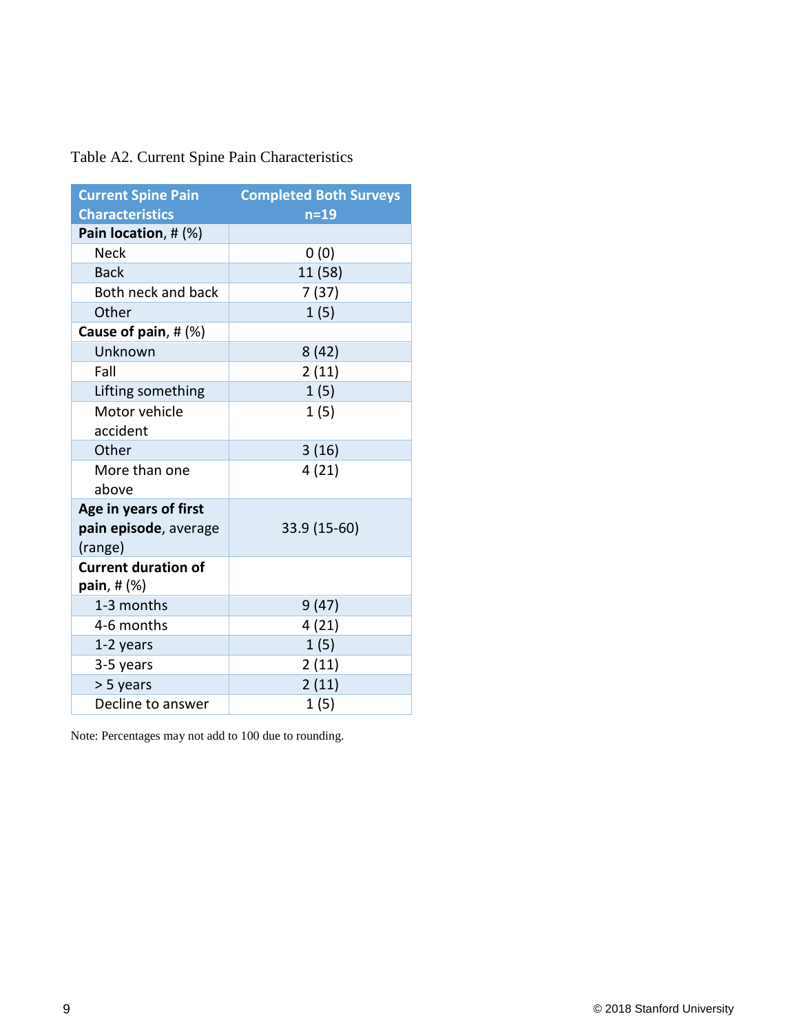Table A2. Current Spine Pain Characteristics

| Current Spine Pain Characteristics | Completed Both Surveys n=19 |
|---|---|
| **Pain location**, # (%) | |
| Neck | 0 (0) |
| Back | 11 (58) |
| Both neck and back | 7 (37) |
| Other | 1 (5) |
| **Cause of pain**, # (%) | |
| Unknown | 8 (42) |
| Fall | 2 (11) |
| Lifting something | 1 (5) |
| Motor vehicle accident | 1 (5) |
| Other | 3 (16) |
| More than one above | 4 (21) |
| **Age in years of first pain episode**, average (range) | 33.9 (15-60) |
| **Current duration of pain**, # (%) | |
| 1-3 months | 9 (47) |
| 4-6 months | 4 (21) |
| 1-2 years | 1 (5) |
| 3-5 years | 2 (11) |
| > 5 years | 2 (11) |
| Decline to answer | 1 (5) |

Note: Percentages may not add to 100 due to rounding.

© 2018 Stanford University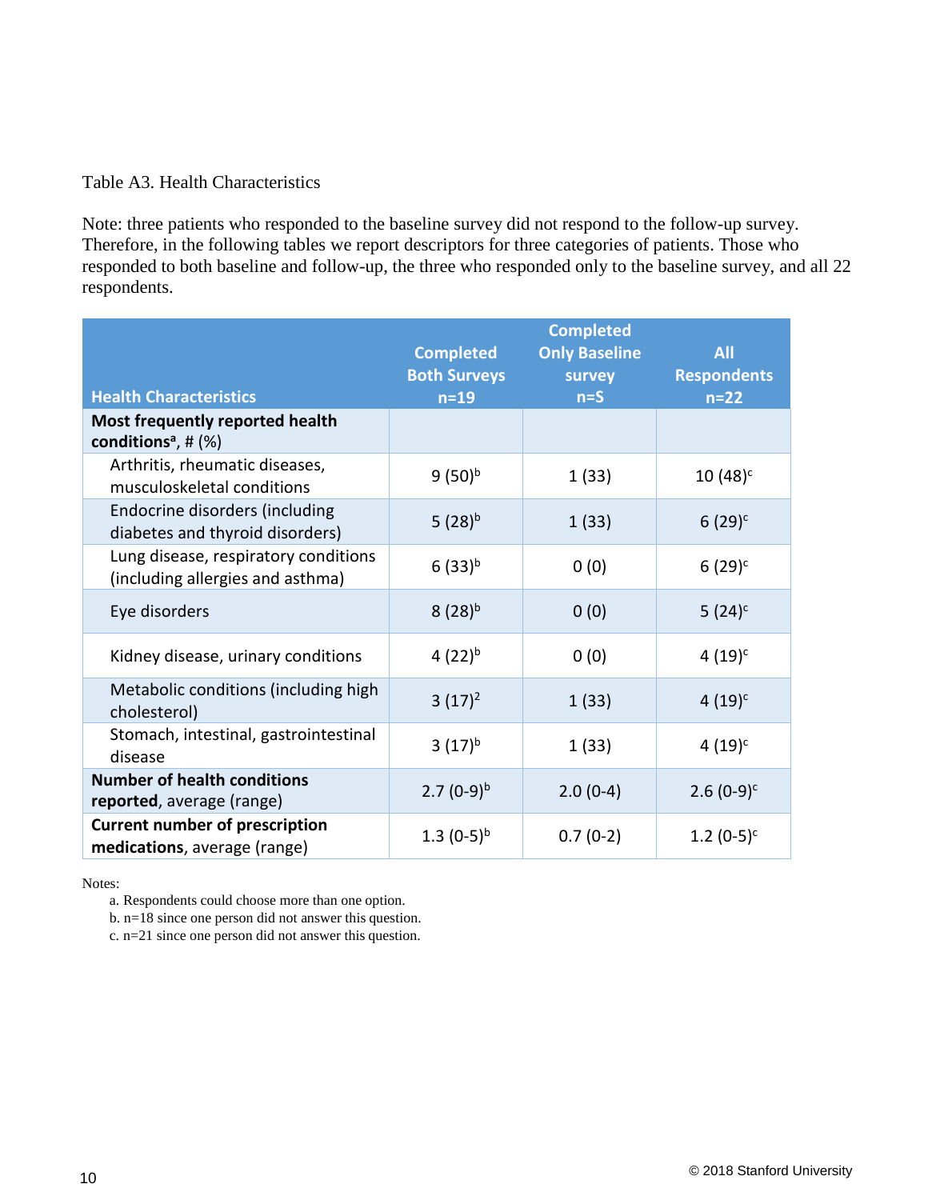Table A3. Health Characteristics

Note: three patients who responded to the baseline survey did not respond to the follow-up survey. Therefore, in the following tables we report descriptors for three categories of patients. Those who responded to both baseline and follow-up, the three who responded only to the baseline survey, and all 22 respondents.

| Health Characteristics | Completed Both Surveys n=19 | Completed Only Baseline survey n=S | All Respondents n=22 |
|---|---|---|---|
| **Most frequently reported health conditions**[a], # (%) | | | |
| Arthritis, rheumatic diseases, musculoskeletal conditions | 9 (50)[b] | 1 (33) | 10 (48)[c] |
| Endocrine disorders (including diabetes and thyroid disorders) | 5 (28)[b] | 1 (33) | 6 (29)[c] |
| Lung disease, respiratory conditions (including allergies and asthma) | 6 (33)[b] | 0 (0) | 6 (29)[c] |
| Eye disorders | 8 (28)[b] | 0 (0) | 5 (24)[c] |
| Kidney disease, urinary conditions | 4 (22)[b] | 0 (0) | 4 (19)[c] |
| Metabolic conditions (including high cholesterol) | 3 (17)[2] | 1 (33) | 4 (19)[c] |
| Stomach, intestinal, gastrointestinal disease | 3 (17)[b] | 1 (33) | 4 (19)[c] |
| **Number of health conditions reported**, average (range) | 2.7 (0-9)[b] | 2.0 (0-4) | 2.6 (0-9)[c] |
| **Current number of prescription medications**, average (range) | 1.3 (0-5)[b] | 0.7 (0-2) | 1.2 (0-5)[c] |

Notes:

a. Respondents could choose more than one option.
b. n=18 since one person did not answer this question.
c. n=21 since one person did not answer this question.

© 2018 Stanford University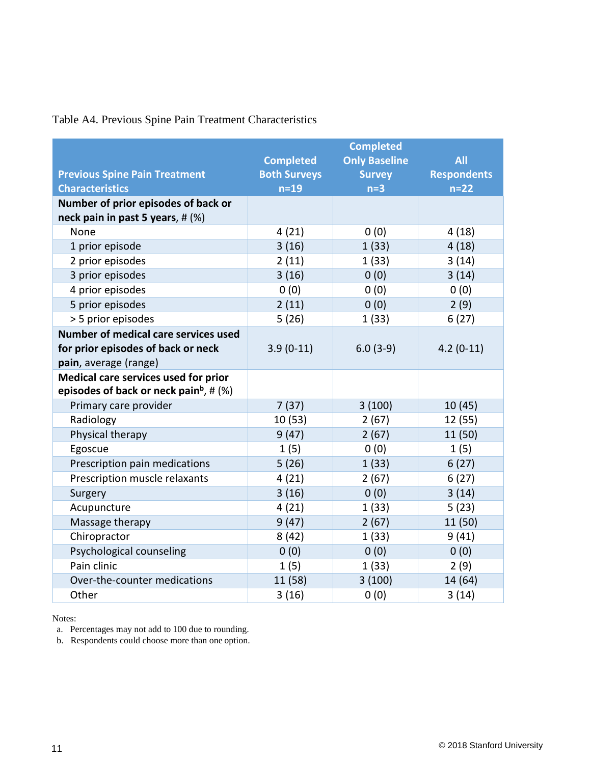Table A4. Previous Spine Pain Treatment Characteristics

| Previous Spine Pain Treatment Characteristics | Completed Both Surveys n=19 | Completed Only Baseline Survey n=3 | All Respondents n=22 |
|---|---|---|---|
| **Number of prior episodes of back or neck pain in past 5 years**, # (%) | | | |
| None | 4 (21) | 0 (0) | 4 (18) |
| 1 prior episode | 3 (16) | 1 (33) | 4 (18) |
| 2 prior episodes | 2 (11) | 1 (33) | 3 (14) |
| 3 prior episodes | 3 (16) | 0 (0) | 3 (14) |
| 4 prior episodes | 0 (0) | 0 (0) | 0 (0) |
| 5 prior episodes | 2 (11) | 0 (0) | 2 (9) |
| > 5 prior episodes | 5 (26) | 1 (33) | 6 (27) |
| **Number of medical care services used for prior episodes of back or neck pain**, average (range) | 3.9 (0-11) | 6.0 (3-9) | 4.2 (0-11) |
| **Medical care services used for prior episodes of back or neck pain**[b], # (%) | | | |
| Primary care provider | 7 (37) | 3 (100) | 10 (45) |
| Radiology | 10 (53) | 2 (67) | 12 (55) |
| Physical therapy | 9 (47) | 2 (67) | 11 (50) |
| Egoscue | 1 (5) | 0 (0) | 1 (5) |
| Prescription pain medications | 5 (26) | 1 (33) | 6 (27) |
| Prescription muscle relaxants | 4 (21) | 2 (67) | 6 (27) |
| Surgery | 3 (16) | 0 (0) | 3 (14) |
| Acupuncture | 4 (21) | 1 (33) | 5 (23) |
| Massage therapy | 9 (47) | 2 (67) | 11 (50) |
| Chiropractor | 8 (42) | 1 (33) | 9 (41) |
| Psychological counseling | 0 (0) | 0 (0) | 0 (0) |
| Pain clinic | 1 (5) | 1 (33) | 2 (9) |
| Over-the-counter medications | 11 (58) | 3 (100) | 14 (64) |
| Other | 3 (16) | 0 (0) | 3 (14) |

Notes:

a. Percentages may not add to 100 due to rounding.

b. Respondents could choose more than one option.

© 2018 Stanford University